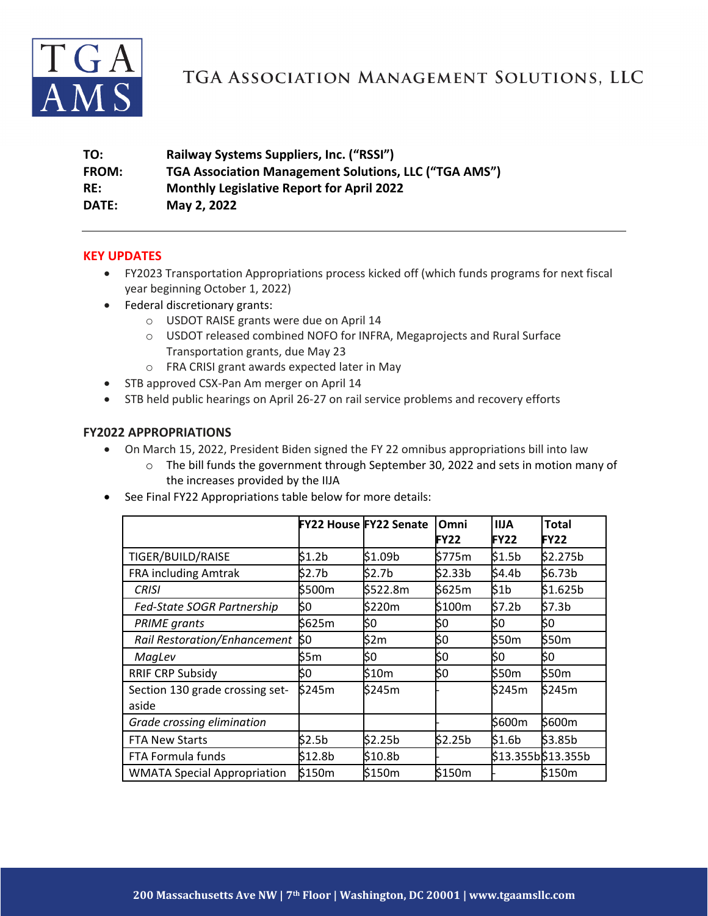# TGA Association Management Solutions, LLC

**TO:** Railway Systems Suppliers, Inc. ("RSSI")
**FROM:** TGA Association Management Solutions, LLC ("TGA AMS")
**RE:** Monthly Legislative Report for April 2022
**DATE:** May 2, 2022

---

## KEY UPDATES

- FY2023 Transportation Appropriations process kicked off (which funds programs for next fiscal year beginning October 1, 2022)
- Federal discretionary grants:
  - USDOT RAISE grants were due on April 14
  - USDOT released combined NOFO for INFRA, Megaprojects and Rural Surface Transportation grants, due May 23
  - FRA CRISI grant awards expected later in May
- STB approved CSX-Pan Am merger on April 14
- STB held public hearings on April 26-27 on rail service problems and recovery efforts

## FY2022 APPROPRIATIONS

- On March 15, 2022, President Biden signed the FY 22 omnibus appropriations bill into law
  - The bill funds the government through September 30, 2022 and sets in motion many of the increases provided by the IIJA
- See Final FY22 Appropriations table below for more details:

| | FY22 House | FY22 Senate | Omni FY22 | IIJA FY22 | Total FY22 |
|---|---|---|---|---|---|
| TIGER/BUILD/RAISE | $1.2b | $1.09b | $775m | $1.5b | $2.275b |
| FRA including Amtrak | $2.7b | $2.7b | $2.33b | $4.4b | $6.73b |
| *CRISI* | $500m | $522.8m | $625m | $1b | $1.625b |
| *Fed-State SOGR Partnership* | $0 | $220m | $100m | $7.2b | $7.3b |
| *PRIME grants* | $625m | $0 | $0 | $0 | $0 |
| *Rail Restoration/Enhancement* | $0 | $2m | $0 | $50m | $50m |
| *MagLev* | $5m | $0 | $0 | $0 | $0 |
| RRIF CRP Subsidy | $0 | $10m | $0 | $50m | $50m |
| Section 130 grade crossing set-aside | $245m | $245m | - | $245m | $245m |
| *Grade crossing elimination* | | | - | $600m | $600m |
| FTA New Starts | $2.5b | $2.25b | $2.25b | $1.6b | $3.85b |
| FTA Formula funds | $12.8b | $10.8b | - | $13.355b | $13.355b |
| WMATA Special Appropriation | $150m | $150m | $150m | - | $150m |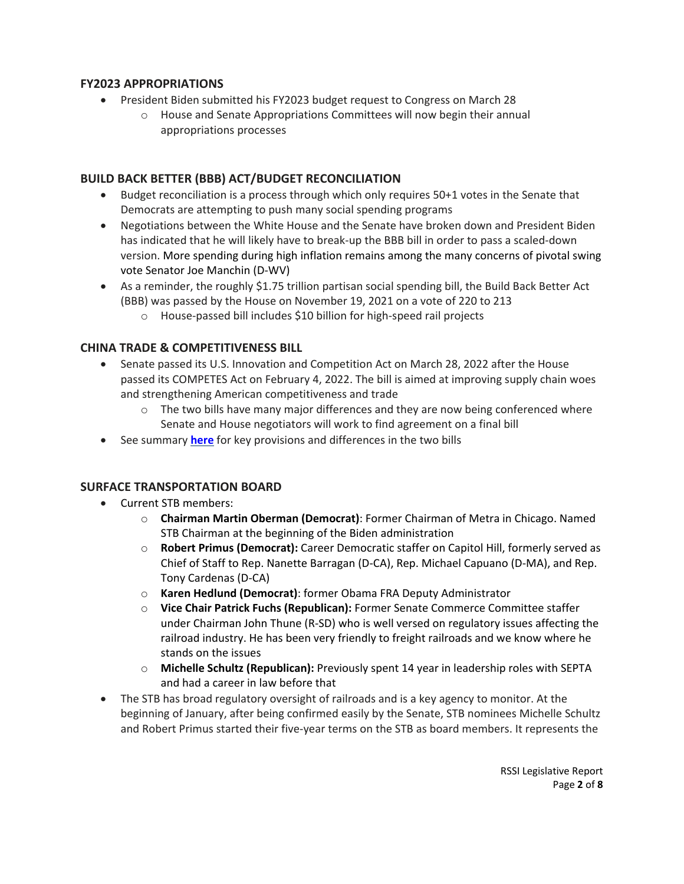## FY2023 APPROPRIATIONS

- President Biden submitted his FY2023 budget request to Congress on March 28
  - House and Senate Appropriations Committees will now begin their annual appropriations processes

## BUILD BACK BETTER (BBB) ACT/BUDGET RECONCILIATION

- Budget reconciliation is a process through which only requires 50+1 votes in the Senate that Democrats are attempting to push many social spending programs
- Negotiations between the White House and the Senate have broken down and President Biden has indicated that he will likely have to break-up the BBB bill in order to pass a scaled-down version. More spending during high inflation remains among the many concerns of pivotal swing vote Senator Joe Manchin (D-WV)
- As a reminder, the roughly $1.75 trillion partisan social spending bill, the Build Back Better Act (BBB) was passed by the House on November 19, 2021 on a vote of 220 to 213
  - House-passed bill includes $10 billion for high-speed rail projects

## CHINA TRADE & COMPETITIVENESS BILL

- Senate passed its U.S. Innovation and Competition Act on March 28, 2022 after the House passed its COMPETES Act on February 4, 2022. The bill is aimed at improving supply chain woes and strengthening American competitiveness and trade
  - The two bills have many major differences and they are now being conferenced where Senate and House negotiators will work to find agreement on a final bill
- See summary **here** for key provisions and differences in the two bills

## SURFACE TRANSPORTATION BOARD

- Current STB members:
  - **Chairman Martin Oberman (Democrat)**: Former Chairman of Metra in Chicago. Named STB Chairman at the beginning of the Biden administration
  - **Robert Primus (Democrat):** Career Democratic staffer on Capitol Hill, formerly served as Chief of Staff to Rep. Nanette Barragan (D-CA), Rep. Michael Capuano (D-MA), and Rep. Tony Cardenas (D-CA)
  - **Karen Hedlund (Democrat)**: former Obama FRA Deputy Administrator
  - **Vice Chair Patrick Fuchs (Republican):** Former Senate Commerce Committee staffer under Chairman John Thune (R-SD) who is well versed on regulatory issues affecting the railroad industry. He has been very friendly to freight railroads and we know where he stands on the issues
  - **Michelle Schultz (Republican):** Previously spent 14 year in leadership roles with SEPTA and had a career in law before that
- The STB has broad regulatory oversight of railroads and is a key agency to monitor. At the beginning of January, after being confirmed easily by the Senate, STB nominees Michelle Schultz and Robert Primus started their five-year terms on the STB as board members. It represents the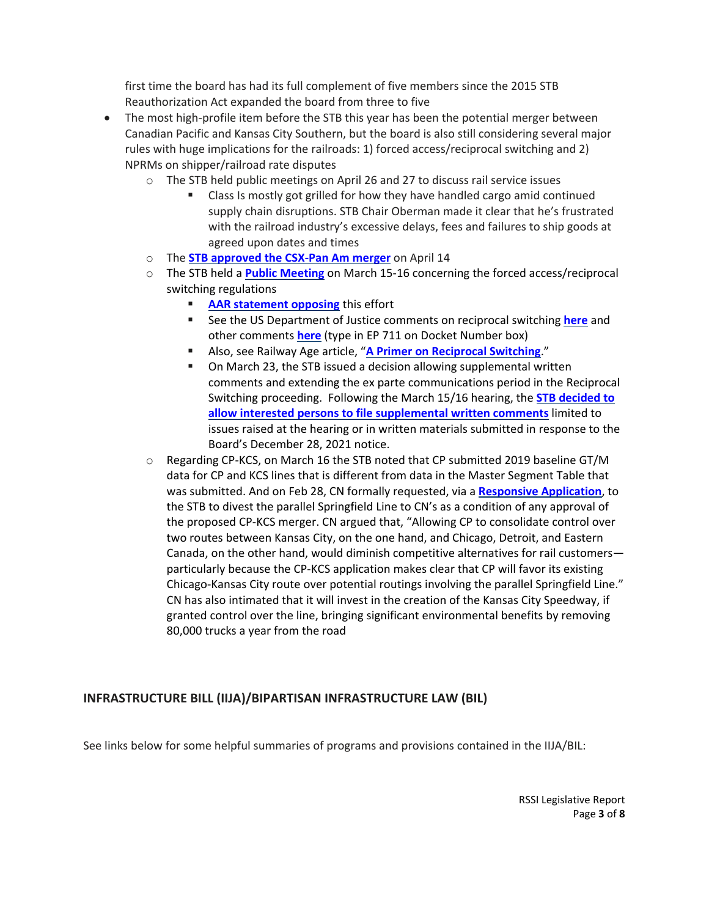first time the board has had its full complement of five members since the 2015 STB Reauthorization Act expanded the board from three to five

- The most high-profile item before the STB this year has been the potential merger between Canadian Pacific and Kansas City Southern, but the board is also still considering several major rules with huge implications for the railroads: 1) forced access/reciprocal switching and 2) NPRMs on shipper/railroad rate disputes
  - The STB held public meetings on April 26 and 27 to discuss rail service issues
    - Class Is mostly got grilled for how they have handled cargo amid continued supply chain disruptions. STB Chair Oberman made it clear that he's frustrated with the railroad industry's excessive delays, fees and failures to ship goods at agreed upon dates and times
  - The **STB approved the CSX-Pan Am merger** on April 14
  - The STB held a **Public Meeting** on March 15-16 concerning the forced access/reciprocal switching regulations
    - **AAR statement opposing** this effort
    - See the US Department of Justice comments on reciprocal switching **here** and other comments **here** (type in EP 711 on Docket Number box)
    - Also, see Railway Age article, "**A Primer on Reciprocal Switching**."
    - On March 23, the STB issued a decision allowing supplemental written comments and extending the ex parte communications period in the Reciprocal Switching proceeding. Following the March 15/16 hearing, the **STB decided to allow interested persons to file supplemental written comments** limited to issues raised at the hearing or in written materials submitted in response to the Board's December 28, 2021 notice.
  - Regarding CP-KCS, on March 16 the STB noted that CP submitted 2019 baseline GT/M data for CP and KCS lines that is different from data in the Master Segment Table that was submitted. And on Feb 28, CN formally requested, via a **Responsive Application**, to the STB to divest the parallel Springfield Line to CN's as a condition of any approval of the proposed CP-KCS merger. CN argued that, "Allowing CP to consolidate control over two routes between Kansas City, on the one hand, and Chicago, Detroit, and Eastern Canada, on the other hand, would diminish competitive alternatives for rail customers—particularly because the CP-KCS application makes clear that CP will favor its existing Chicago-Kansas City route over potential routings involving the parallel Springfield Line." CN has also intimated that it will invest in the creation of the Kansas City Speedway, if granted control over the line, bringing significant environmental benefits by removing 80,000 trucks a year from the road

## INFRASTRUCTURE BILL (IIJA)/BIPARTISAN INFRASTRUCTURE LAW (BIL)

See links below for some helpful summaries of programs and provisions contained in the IIJA/BIL: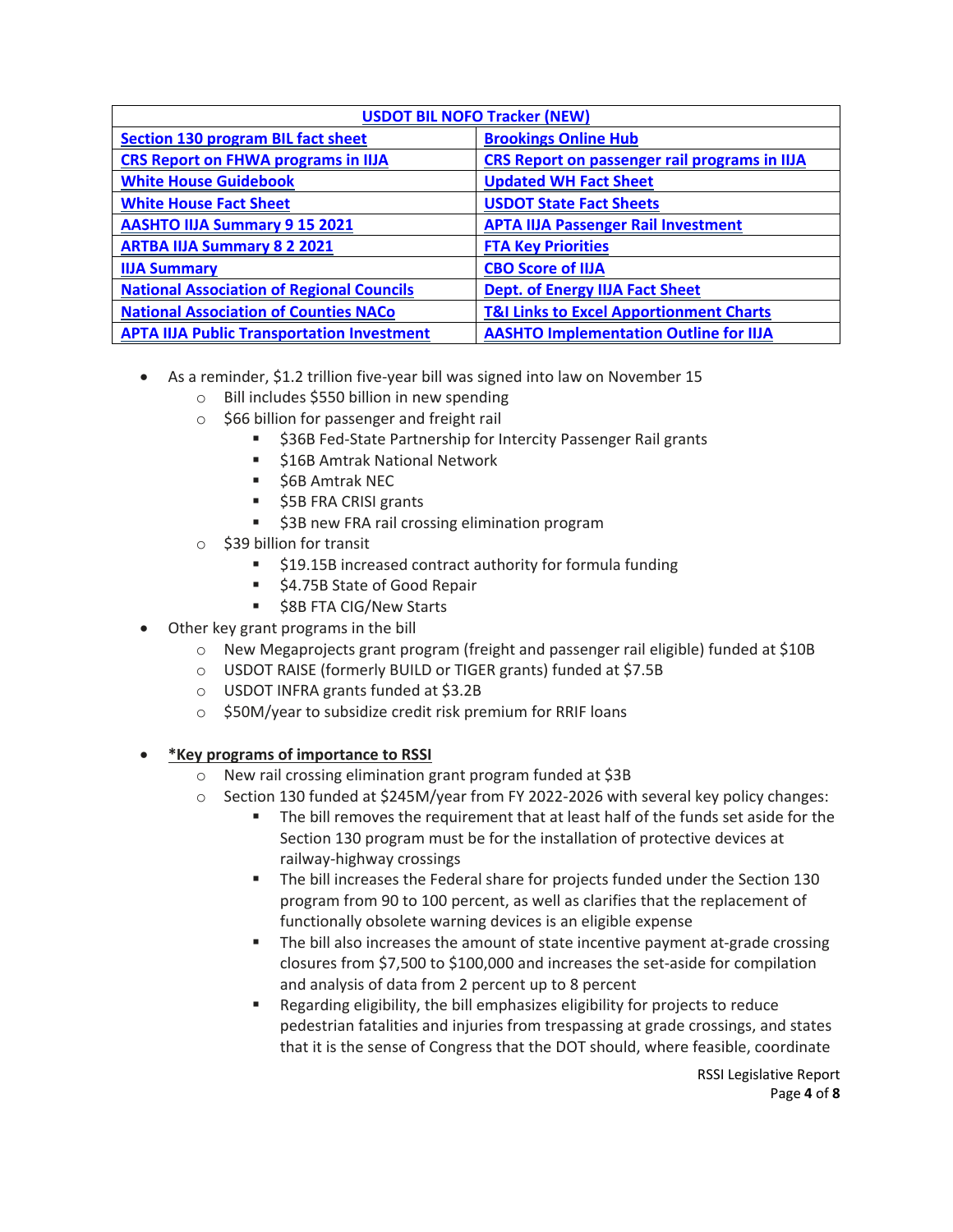| USDOT BIL NOFO Tracker (NEW) | |
|---|---|
| Section 130 program BIL fact sheet | Brookings Online Hub |
| CRS Report on FHWA programs in IIJA | CRS Report on passenger rail programs in IIJA |
| White House Guidebook | Updated WH Fact Sheet |
| White House Fact Sheet | USDOT State Fact Sheets |
| AASHTO IIJA Summary 9 15 2021 | APTA IIJA Passenger Rail Investment |
| ARTBA IIJA Summary 8 2 2021 | FTA Key Priorities |
| IIJA Summary | CBO Score of IIJA |
| National Association of Regional Councils | Dept. of Energy IIJA Fact Sheet |
| National Association of Counties NACo | T&I Links to Excel Apportionment Charts |
| APTA IIJA Public Transportation Investment | AASHTO Implementation Outline for IIJA |

- As a reminder, $1.2 trillion five-year bill was signed into law on November 15
  - Bill includes $550 billion in new spending
  - $66 billion for passenger and freight rail
    - $36B Fed-State Partnership for Intercity Passenger Rail grants
    - $16B Amtrak National Network
    - $6B Amtrak NEC
    - $5B FRA CRISI grants
    - $3B new FRA rail crossing elimination program
  - $39 billion for transit
    - $19.15B increased contract authority for formula funding
    - $4.75B State of Good Repair
    - $8B FTA CIG/New Starts
- Other key grant programs in the bill
  - New Megaprojects grant program (freight and passenger rail eligible) funded at $10B
  - USDOT RAISE (formerly BUILD or TIGER grants) funded at $7.5B
  - USDOT INFRA grants funded at $3.2B
  - $50M/year to subsidize credit risk premium for RRIF loans

- ***Key programs of importance to RSSI**
  - New rail crossing elimination grant program funded at $3B
  - Section 130 funded at $245M/year from FY 2022-2026 with several key policy changes:
    - The bill removes the requirement that at least half of the funds set aside for the Section 130 program must be for the installation of protective devices at railway-highway crossings
    - The bill increases the Federal share for projects funded under the Section 130 program from 90 to 100 percent, as well as clarifies that the replacement of functionally obsolete warning devices is an eligible expense
    - The bill also increases the amount of state incentive payment at-grade crossing closures from $7,500 to $100,000 and increases the set-aside for compilation and analysis of data from 2 percent up to 8 percent
    - Regarding eligibility, the bill emphasizes eligibility for projects to reduce pedestrian fatalities and injuries from trespassing at grade crossings, and states that it is the sense of Congress that the DOT should, where feasible, coordinate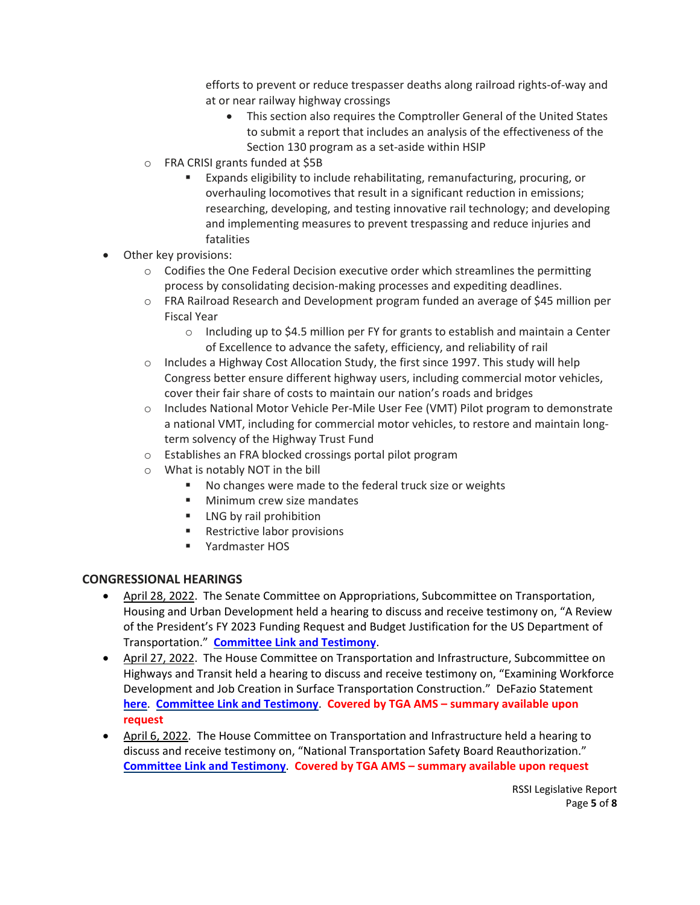- efforts to prevent or reduce trespasser deaths along railroad rights-of-way and at or near railway highway crossings
            - This section also requires the Comptroller General of the United States to submit a report that includes an analysis of the effectiveness of the Section 130 program as a set-aside within HSIP
    - FRA CRISI grants funded at $5B
        - Expands eligibility to include rehabilitating, remanufacturing, procuring, or overhauling locomotives that result in a significant reduction in emissions; researching, developing, and testing innovative rail technology; and developing and implementing measures to prevent trespassing and reduce injuries and fatalities
- Other key provisions:
    - Codifies the One Federal Decision executive order which streamlines the permitting process by consolidating decision-making processes and expediting deadlines.
    - FRA Railroad Research and Development program funded an average of $45 million per Fiscal Year
        - Including up to $4.5 million per FY for grants to establish and maintain a Center of Excellence to advance the safety, efficiency, and reliability of rail
    - Includes a Highway Cost Allocation Study, the first since 1997. This study will help Congress better ensure different highway users, including commercial motor vehicles, cover their fair share of costs to maintain our nation's roads and bridges
    - Includes National Motor Vehicle Per-Mile User Fee (VMT) Pilot program to demonstrate a national VMT, including for commercial motor vehicles, to restore and maintain long-term solvency of the Highway Trust Fund
    - Establishes an FRA blocked crossings portal pilot program
    - What is notably NOT in the bill
        - No changes were made to the federal truck size or weights
        - Minimum crew size mandates
        - LNG by rail prohibition
        - Restrictive labor provisions
        - Yardmaster HOS

## CONGRESSIONAL HEARINGS

- April 28, 2022. The Senate Committee on Appropriations, Subcommittee on Transportation, Housing and Urban Development held a hearing to discuss and receive testimony on, "A Review of the President's FY 2023 Funding Request and Budget Justification for the US Department of Transportation." **Committee Link and Testimony**.
- April 27, 2022. The House Committee on Transportation and Infrastructure, Subcommittee on Highways and Transit held a hearing to discuss and receive testimony on, "Examining Workforce Development and Job Creation in Surface Transportation Construction." DeFazio Statement **here**. **Committee Link and Testimony**. **Covered by TGA AMS – summary available upon request**
- April 6, 2022. The House Committee on Transportation and Infrastructure held a hearing to discuss and receive testimony on, "National Transportation Safety Board Reauthorization." **Committee Link and Testimony**. **Covered by TGA AMS – summary available upon request**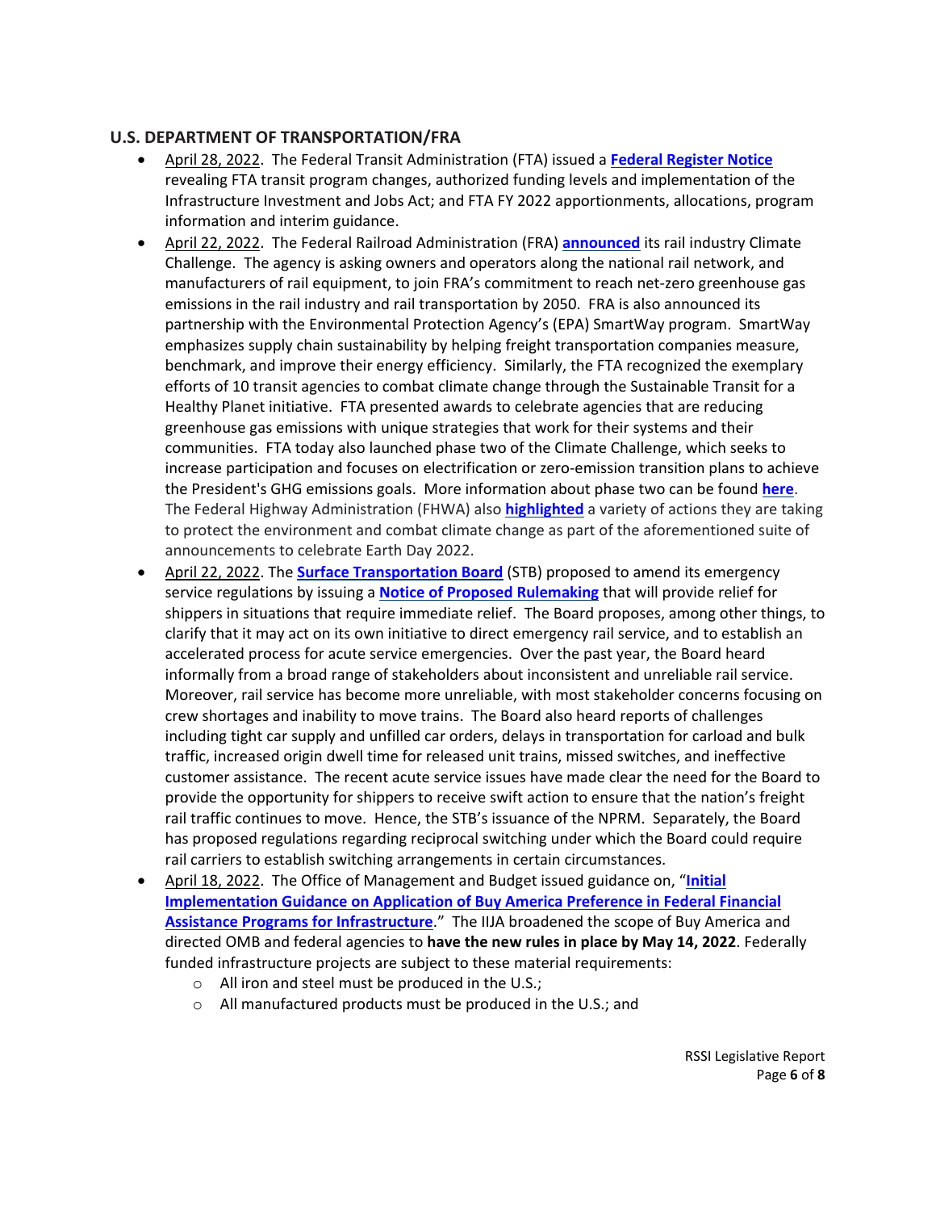## U.S. DEPARTMENT OF TRANSPORTATION/FRA

- April 28, 2022. The Federal Transit Administration (FTA) issued a **Federal Register Notice** revealing FTA transit program changes, authorized funding levels and implementation of the Infrastructure Investment and Jobs Act; and FTA FY 2022 apportionments, allocations, program information and interim guidance.
- April 22, 2022. The Federal Railroad Administration (FRA) **announced** its rail industry Climate Challenge. The agency is asking owners and operators along the national rail network, and manufacturers of rail equipment, to join FRA's commitment to reach net-zero greenhouse gas emissions in the rail industry and rail transportation by 2050. FRA is also announced its partnership with the Environmental Protection Agency's (EPA) SmartWay program. SmartWay emphasizes supply chain sustainability by helping freight transportation companies measure, benchmark, and improve their energy efficiency. Similarly, the FTA recognized the exemplary efforts of 10 transit agencies to combat climate change through the Sustainable Transit for a Healthy Planet initiative. FTA presented awards to celebrate agencies that are reducing greenhouse gas emissions with unique strategies that work for their systems and their communities. FTA today also launched phase two of the Climate Challenge, which seeks to increase participation and focuses on electrification or zero-emission transition plans to achieve the President's GHG emissions goals. More information about phase two can be found **here**. The Federal Highway Administration (FHWA) also **highlighted** a variety of actions they are taking to protect the environment and combat climate change as part of the aforementioned suite of announcements to celebrate Earth Day 2022.
- April 22, 2022. The **Surface Transportation Board** (STB) proposed to amend its emergency service regulations by issuing a **Notice of Proposed Rulemaking** that will provide relief for shippers in situations that require immediate relief. The Board proposes, among other things, to clarify that it may act on its own initiative to direct emergency rail service, and to establish an accelerated process for acute service emergencies. Over the past year, the Board heard informally from a broad range of stakeholders about inconsistent and unreliable rail service. Moreover, rail service has become more unreliable, with most stakeholder concerns focusing on crew shortages and inability to move trains. The Board also heard reports of challenges including tight car supply and unfilled car orders, delays in transportation for carload and bulk traffic, increased origin dwell time for released unit trains, missed switches, and ineffective customer assistance. The recent acute service issues have made clear the need for the Board to provide the opportunity for shippers to receive swift action to ensure that the nation's freight rail traffic continues to move. Hence, the STB's issuance of the NPRM. Separately, the Board has proposed regulations regarding reciprocal switching under which the Board could require rail carriers to establish switching arrangements in certain circumstances.
- April 18, 2022. The Office of Management and Budget issued guidance on, "**Initial Implementation Guidance on Application of Buy America Preference in Federal Financial Assistance Programs for Infrastructure**." The IIJA broadened the scope of Buy America and directed OMB and federal agencies to **have the new rules in place by May 14, 2022**. Federally funded infrastructure projects are subject to these material requirements:
  - All iron and steel must be produced in the U.S.;
  - All manufactured products must be produced in the U.S.; and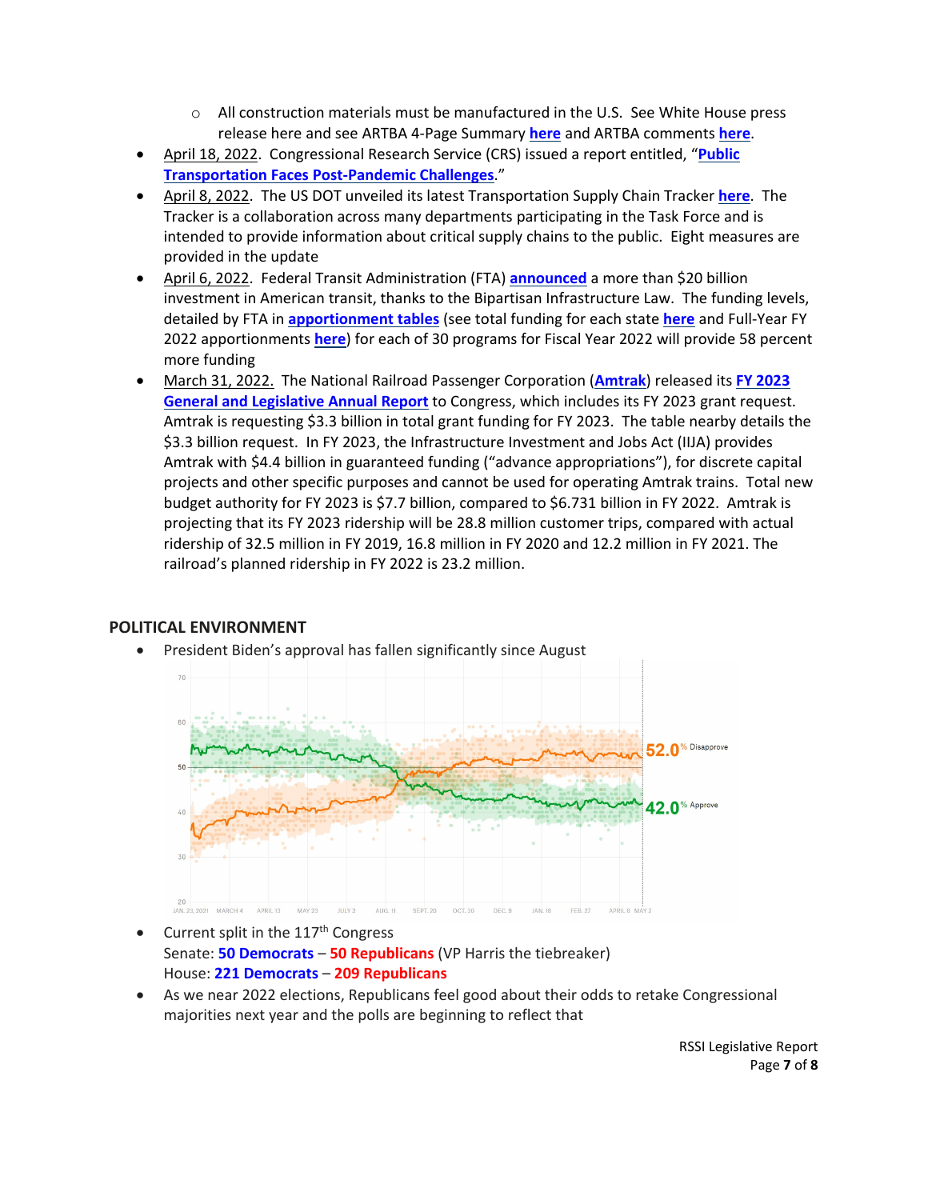- All construction materials must be manufactured in the U.S. See White House press release here and see ARTBA 4-Page Summary **here** and ARTBA comments **here**.

- April 18, 2022. Congressional Research Service (CRS) issued a report entitled, "**Public Transportation Faces Post-Pandemic Challenges**."
- April 8, 2022. The US DOT unveiled its latest Transportation Supply Chain Tracker **here**. The Tracker is a collaboration across many departments participating in the Task Force and is intended to provide information about critical supply chains to the public. Eight measures are provided in the update
- April 6, 2022. Federal Transit Administration (FTA) **announced** a more than $20 billion investment in American transit, thanks to the Bipartisan Infrastructure Law. The funding levels, detailed by FTA in **apportionment tables** (see total funding for each state **here** and Full-Year FY 2022 apportionments **here**) for each of 30 programs for Fiscal Year 2022 will provide 58 percent more funding
- March 31, 2022. The National Railroad Passenger Corporation (**Amtrak**) released its **FY 2023 General and Legislative Annual Report** to Congress, which includes its FY 2023 grant request. Amtrak is requesting $3.3 billion in total grant funding for FY 2023. The table nearby details the $3.3 billion request. In FY 2023, the Infrastructure Investment and Jobs Act (IIJA) provides Amtrak with $4.4 billion in guaranteed funding ("advance appropriations"), for discrete capital projects and other specific purposes and cannot be used for operating Amtrak trains. Total new budget authority for FY 2023 is $7.7 billion, compared to $6.731 billion in FY 2022. Amtrak is projecting that its FY 2023 ridership will be 28.8 million customer trips, compared with actual ridership of 32.5 million in FY 2019, 16.8 million in FY 2020 and 12.2 million in FY 2021. The railroad's planned ridership in FY 2022 is 23.2 million.

## POLITICAL ENVIRONMENT

- President Biden's approval has fallen significantly since August

- Current split in the 117th Congress
  Senate: **50 Democrats** – **50 Republicans** (VP Harris the tiebreaker)
  House: **221 Democrats** – **209 Republicans**
- As we near 2022 elections, Republicans feel good about their odds to retake Congressional majorities next year and the polls are beginning to reflect that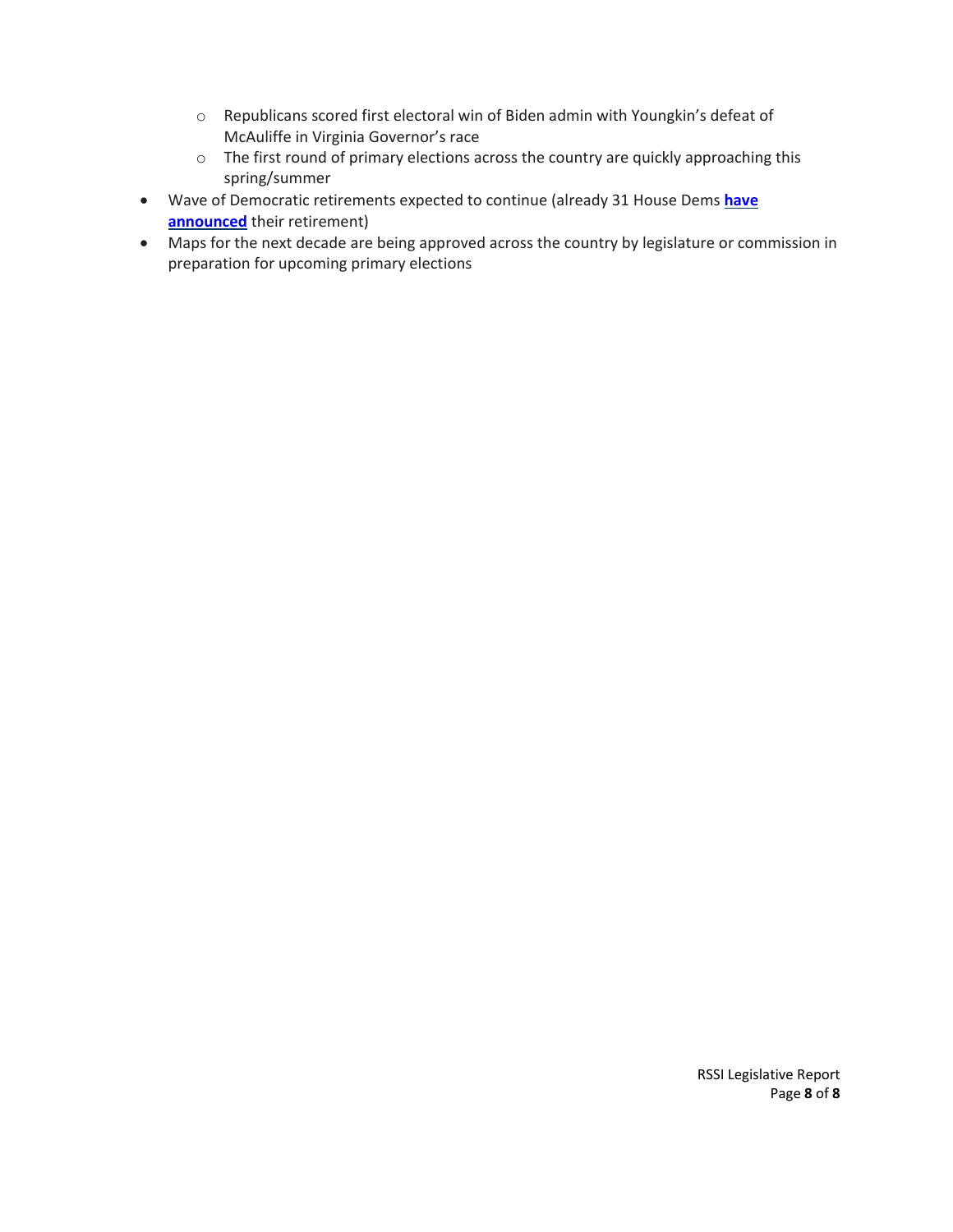- Republicans scored first electoral win of Biden admin with Youngkin's defeat of McAuliffe in Virginia Governor's race
  - The first round of primary elections across the country are quickly approaching this spring/summer
- Wave of Democratic retirements expected to continue (already 31 House Dems **have announced** their retirement)
- Maps for the next decade are being approved across the country by legislature or commission in preparation for upcoming primary elections